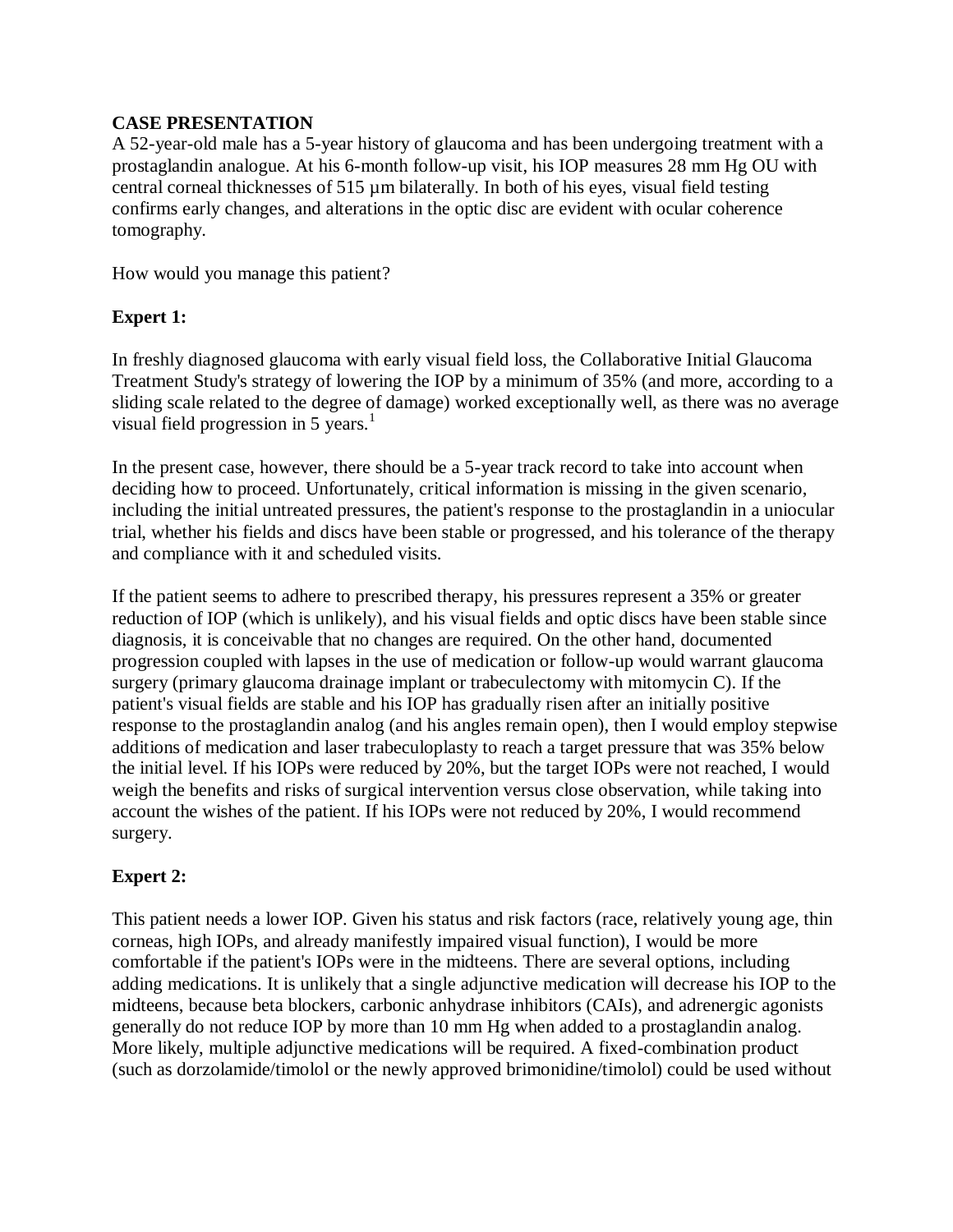**CASE PRESENTATION**

A 52-year-old male has a 5-year history of glaucoma and has been undergoing treatment with a prostaglandin analogue. At his 6-month follow-up visit, his IOP measures 28 mm Hg OU with central corneal thicknesses of 515 µm bilaterally. In both of his eyes, visual field testing confirms early changes, and alterations in the optic disc are evident with ocular coherence tomography.

How would you manage this patient?

**Expert 1:**

In freshly diagnosed glaucoma with early visual field loss, the Collaborative Initial Glaucoma Treatment Study's strategy of lowering the IOP by a minimum of 35% (and more, according to a sliding scale related to the degree of damage) worked exceptionally well, as there was no average visual field progression in 5 years.[1]

In the present case, however, there should be a 5-year track record to take into account when deciding how to proceed. Unfortunately, critical information is missing in the given scenario, including the initial untreated pressures, the patient's response to the prostaglandin in a uniocular trial, whether his fields and discs have been stable or progressed, and his tolerance of the therapy and compliance with it and scheduled visits.

If the patient seems to adhere to prescribed therapy, his pressures represent a 35% or greater reduction of IOP (which is unlikely), and his visual fields and optic discs have been stable since diagnosis, it is conceivable that no changes are required. On the other hand, documented progression coupled with lapses in the use of medication or follow-up would warrant glaucoma surgery (primary glaucoma drainage implant or trabeculectomy with mitomycin C). If the patient's visual fields are stable and his IOP has gradually risen after an initially positive response to the prostaglandin analog (and his angles remain open), then I would employ stepwise additions of medication and laser trabeculoplasty to reach a target pressure that was 35% below the initial level. If his IOPs were reduced by 20%, but the target IOPs were not reached, I would weigh the benefits and risks of surgical intervention versus close observation, while taking into account the wishes of the patient. If his IOPs were not reduced by 20%, I would recommend surgery.

**Expert 2:**

This patient needs a lower IOP. Given his status and risk factors (race, relatively young age, thin corneas, high IOPs, and already manifestly impaired visual function), I would be more comfortable if the patient's IOPs were in the midteens. There are several options, including adding medications. It is unlikely that a single adjunctive medication will decrease his IOP to the midteens, because beta blockers, carbonic anhydrase inhibitors (CAIs), and adrenergic agonists generally do not reduce IOP by more than 10 mm Hg when added to a prostaglandin analog. More likely, multiple adjunctive medications will be required. A fixed-combination product (such as dorzolamide/timolol or the newly approved brimonidine/timolol) could be used without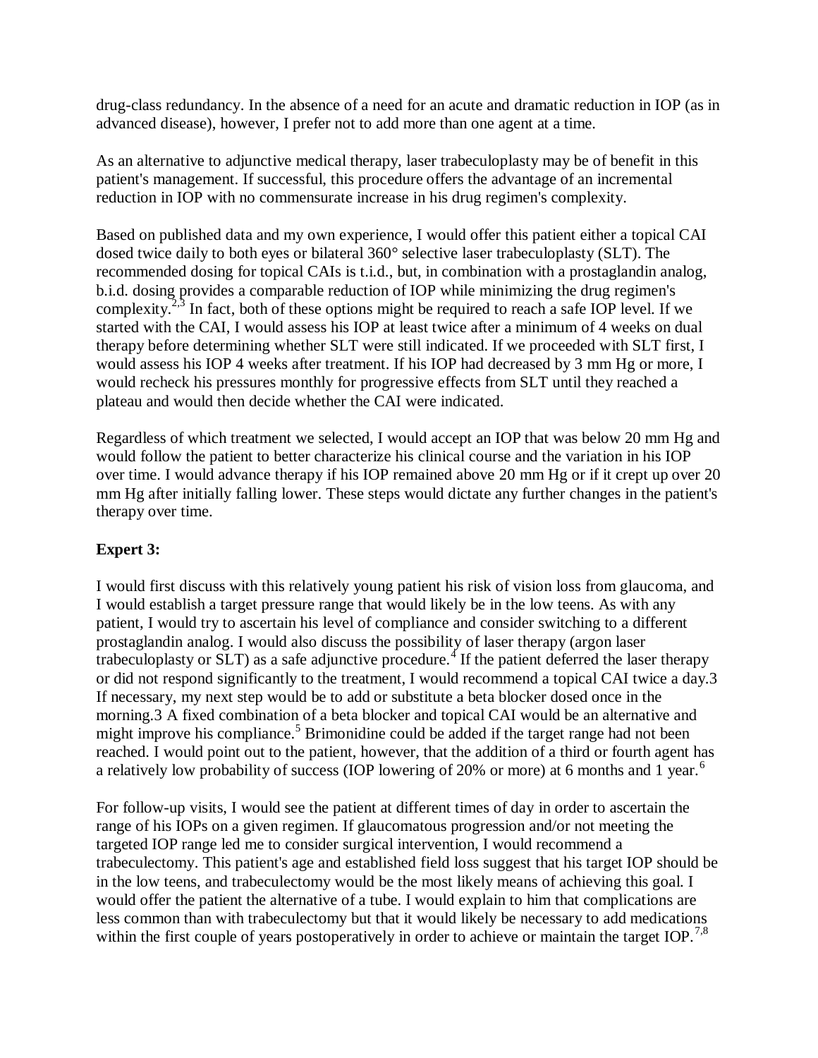drug-class redundancy. In the absence of a need for an acute and dramatic reduction in IOP (as in advanced disease), however, I prefer not to add more than one agent at a time.

As an alternative to adjunctive medical therapy, laser trabeculoplasty may be of benefit in this patient's management. If successful, this procedure offers the advantage of an incremental reduction in IOP with no commensurate increase in his drug regimen's complexity.

Based on published data and my own experience, I would offer this patient either a topical CAI dosed twice daily to both eyes or bilateral 360° selective laser trabeculoplasty (SLT). The recommended dosing for topical CAIs is t.i.d., but, in combination with a prostaglandin analog, b.i.d. dosing provides a comparable reduction of IOP while minimizing the drug regimen's complexity.[2,3] In fact, both of these options might be required to reach a safe IOP level. If we started with the CAI, I would assess his IOP at least twice after a minimum of 4 weeks on dual therapy before determining whether SLT were still indicated. If we proceeded with SLT first, I would assess his IOP 4 weeks after treatment. If his IOP had decreased by 3 mm Hg or more, I would recheck his pressures monthly for progressive effects from SLT until they reached a plateau and would then decide whether the CAI were indicated.

Regardless of which treatment we selected, I would accept an IOP that was below 20 mm Hg and would follow the patient to better characterize his clinical course and the variation in his IOP over time. I would advance therapy if his IOP remained above 20 mm Hg or if it crept up over 20 mm Hg after initially falling lower. These steps would dictate any further changes in the patient's therapy over time.

**Expert 3:**

I would first discuss with this relatively young patient his risk of vision loss from glaucoma, and I would establish a target pressure range that would likely be in the low teens. As with any patient, I would try to ascertain his level of compliance and consider switching to a different prostaglandin analog. I would also discuss the possibility of laser therapy (argon laser trabeculoplasty or SLT) as a safe adjunctive procedure.[4] If the patient deferred the laser therapy or did not respond significantly to the treatment, I would recommend a topical CAI twice a day.3 If necessary, my next step would be to add or substitute a beta blocker dosed once in the morning.3 A fixed combination of a beta blocker and topical CAI would be an alternative and might improve his compliance.[5] Brimonidine could be added if the target range had not been reached. I would point out to the patient, however, that the addition of a third or fourth agent has a relatively low probability of success (IOP lowering of 20% or more) at 6 months and 1 year.[6]

For follow-up visits, I would see the patient at different times of day in order to ascertain the range of his IOPs on a given regimen. If glaucomatous progression and/or not meeting the targeted IOP range led me to consider surgical intervention, I would recommend a trabeculectomy. This patient's age and established field loss suggest that his target IOP should be in the low teens, and trabeculectomy would be the most likely means of achieving this goal. I would offer the patient the alternative of a tube. I would explain to him that complications are less common than with trabeculectomy but that it would likely be necessary to add medications within the first couple of years postoperatively in order to achieve or maintain the target IOP.[7,8]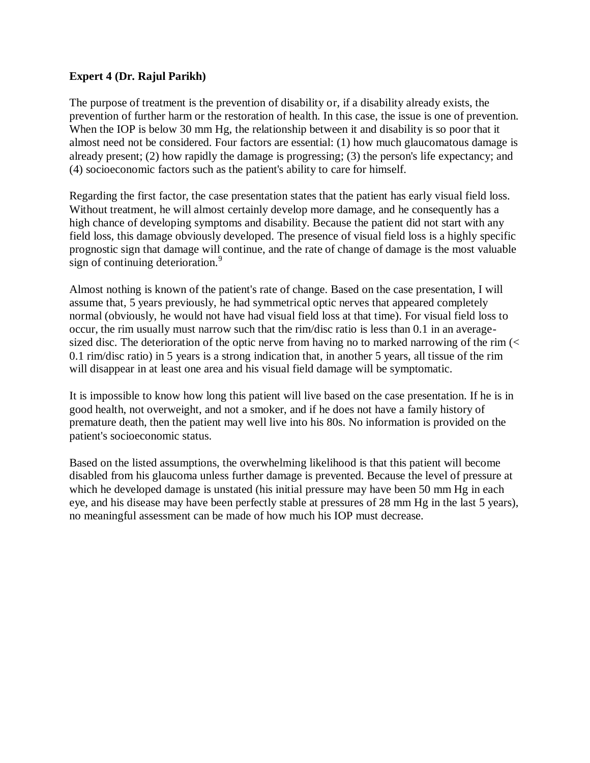**Expert 4 (Dr. Rajul Parikh)**

The purpose of treatment is the prevention of disability or, if a disability already exists, the prevention of further harm or the restoration of health. In this case, the issue is one of prevention. When the IOP is below 30 mm Hg, the relationship between it and disability is so poor that it almost need not be considered. Four factors are essential: (1) how much glaucomatous damage is already present; (2) how rapidly the damage is progressing; (3) the person's life expectancy; and (4) socioeconomic factors such as the patient's ability to care for himself.

Regarding the first factor, the case presentation states that the patient has early visual field loss. Without treatment, he will almost certainly develop more damage, and he consequently has a high chance of developing symptoms and disability. Because the patient did not start with any field loss, this damage obviously developed. The presence of visual field loss is a highly specific prognostic sign that damage will continue, and the rate of change of damage is the most valuable sign of continuing deterioration.[9]

Almost nothing is known of the patient's rate of change. Based on the case presentation, I will assume that, 5 years previously, he had symmetrical optic nerves that appeared completely normal (obviously, he would not have had visual field loss at that time). For visual field loss to occur, the rim usually must narrow such that the rim/disc ratio is less than 0.1 in an average-sized disc. The deterioration of the optic nerve from having no to marked narrowing of the rim (< 0.1 rim/disc ratio) in 5 years is a strong indication that, in another 5 years, all tissue of the rim will disappear in at least one area and his visual field damage will be symptomatic.

It is impossible to know how long this patient will live based on the case presentation. If he is in good health, not overweight, and not a smoker, and if he does not have a family history of premature death, then the patient may well live into his 80s. No information is provided on the patient's socioeconomic status.

Based on the listed assumptions, the overwhelming likelihood is that this patient will become disabled from his glaucoma unless further damage is prevented. Because the level of pressure at which he developed damage is unstated (his initial pressure may have been 50 mm Hg in each eye, and his disease may have been perfectly stable at pressures of 28 mm Hg in the last 5 years), no meaningful assessment can be made of how much his IOP must decrease.